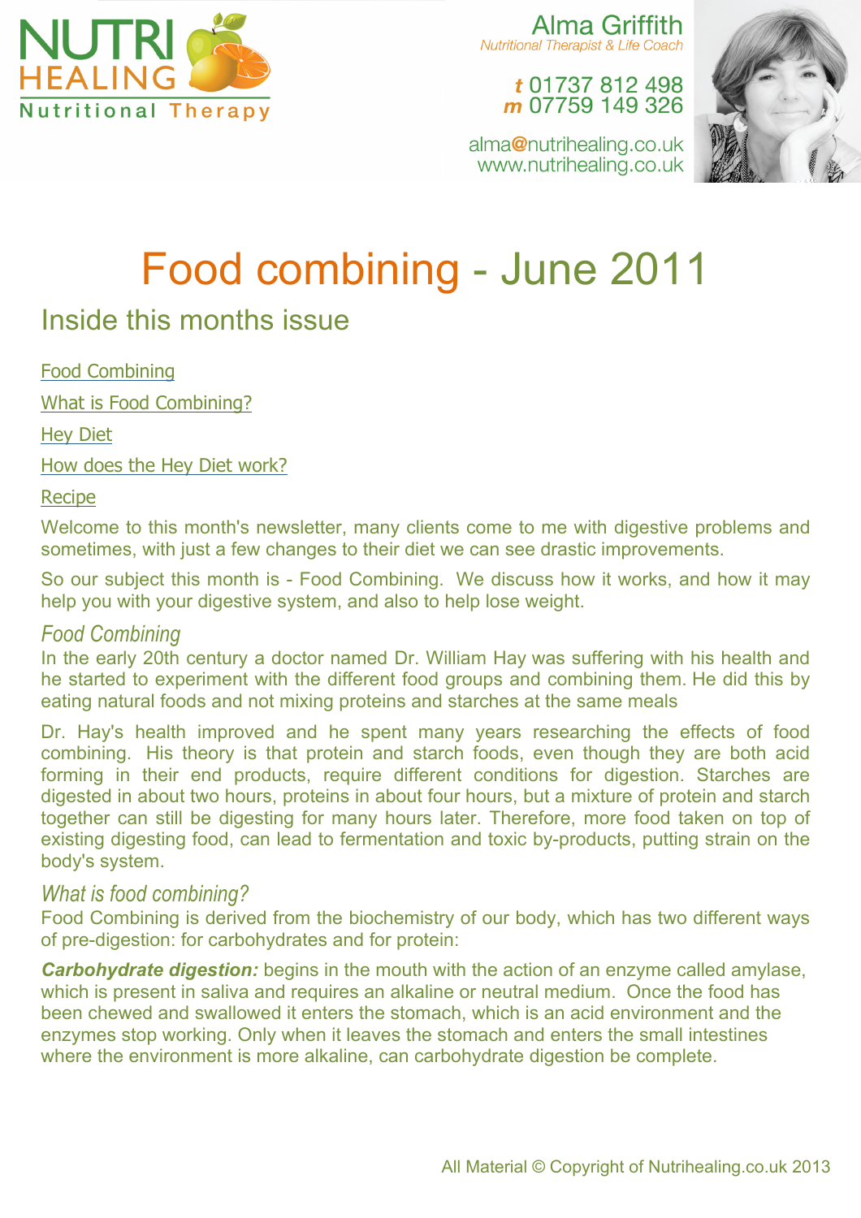NUTRI HEALING
Nutritional Therapy

Alma Griffith
*Nutritional Therapist & Life Coach*

**t** 01737 812 498
**m** 07759 149 326

alma@nutrihealing.co.uk
www.nutrihealing.co.uk

# Food combining - June 2011

## Inside this months issue

[Food Combining](#)

[What is Food Combining?](#)

[Hey Diet](#)

[How does the Hey Diet work?](#)

[Recipe](#)

Welcome to this month's newsletter, many clients come to me with digestive problems and sometimes, with just a few changes to their diet we can see drastic improvements.

So our subject this month is - Food Combining. We discuss how it works, and how it may help you with your digestive system, and also to help lose weight.

### *Food Combining*

In the early 20th century a doctor named Dr. William Hay was suffering with his health and he started to experiment with the different food groups and combining them. He did this by eating natural foods and not mixing proteins and starches at the same meals

Dr. Hay's health improved and he spent many years researching the effects of food combining. His theory is that protein and starch foods, even though they are both acid forming in their end products, require different conditions for digestion. Starches are digested in about two hours, proteins in about four hours, but a mixture of protein and starch together can still be digesting for many hours later. Therefore, more food taken on top of existing digesting food, can lead to fermentation and toxic by-products, putting strain on the body's system.

### *What is food combining?*

Food Combining is derived from the biochemistry of our body, which has two different ways of pre-digestion: for carbohydrates and for protein:

***Carbohydrate digestion:*** begins in the mouth with the action of an enzyme called amylase, which is present in saliva and requires an alkaline or neutral medium. Once the food has been chewed and swallowed it enters the stomach, which is an acid environment and the enzymes stop working. Only when it leaves the stomach and enters the small intestines where the environment is more alkaline, can carbohydrate digestion be complete.

All Material © Copyright of Nutrihealing.co.uk 2013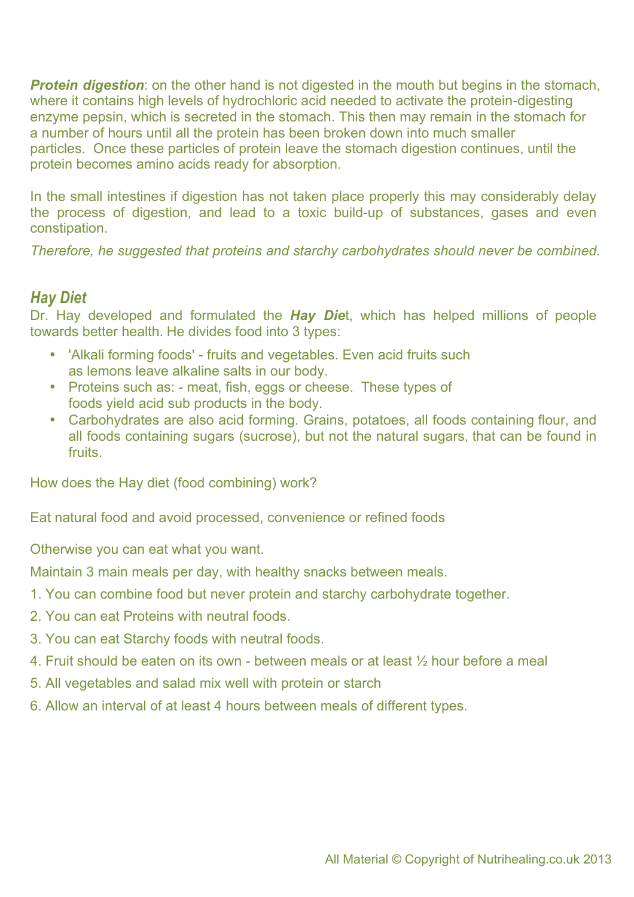***Protein digestion***: on the other hand is not digested in the mouth but begins in the stomach, where it contains high levels of hydrochloric acid needed to activate the protein-digesting enzyme pepsin, which is secreted in the stomach. This then may remain in the stomach for a number of hours until all the protein has been broken down into much smaller particles. Once these particles of protein leave the stomach digestion continues, until the protein becomes amino acids ready for absorption.

In the small intestines if digestion has not taken place properly this may considerably delay the process of digestion, and lead to a toxic build-up of substances, gases and even constipation.

*Therefore, he suggested that proteins and starchy carbohydrates should never be combined.*

## *Hay Diet*

Dr. Hay developed and formulated the ***Hay Die***t, which has helped millions of people towards better health. He divides food into 3 types:

- 'Alkali forming foods' - fruits and vegetables. Even acid fruits such as lemons leave alkaline salts in our body.
- Proteins such as: - meat, fish, eggs or cheese. These types of foods yield acid sub products in the body.
- Carbohydrates are also acid forming. Grains, potatoes, all foods containing flour, and all foods containing sugars (sucrose), but not the natural sugars, that can be found in fruits.

How does the Hay diet (food combining) work?

Eat natural food and avoid processed, convenience or refined foods

Otherwise you can eat what you want.

Maintain 3 main meals per day, with healthy snacks between meals.

1. You can combine food but never protein and starchy carbohydrate together.
2. You can eat Proteins with neutral foods.
3. You can eat Starchy foods with neutral foods.
4. Fruit should be eaten on its own - between meals or at least ½ hour before a meal
5. All vegetables and salad mix well with protein or starch
6. Allow an interval of at least 4 hours between meals of different types.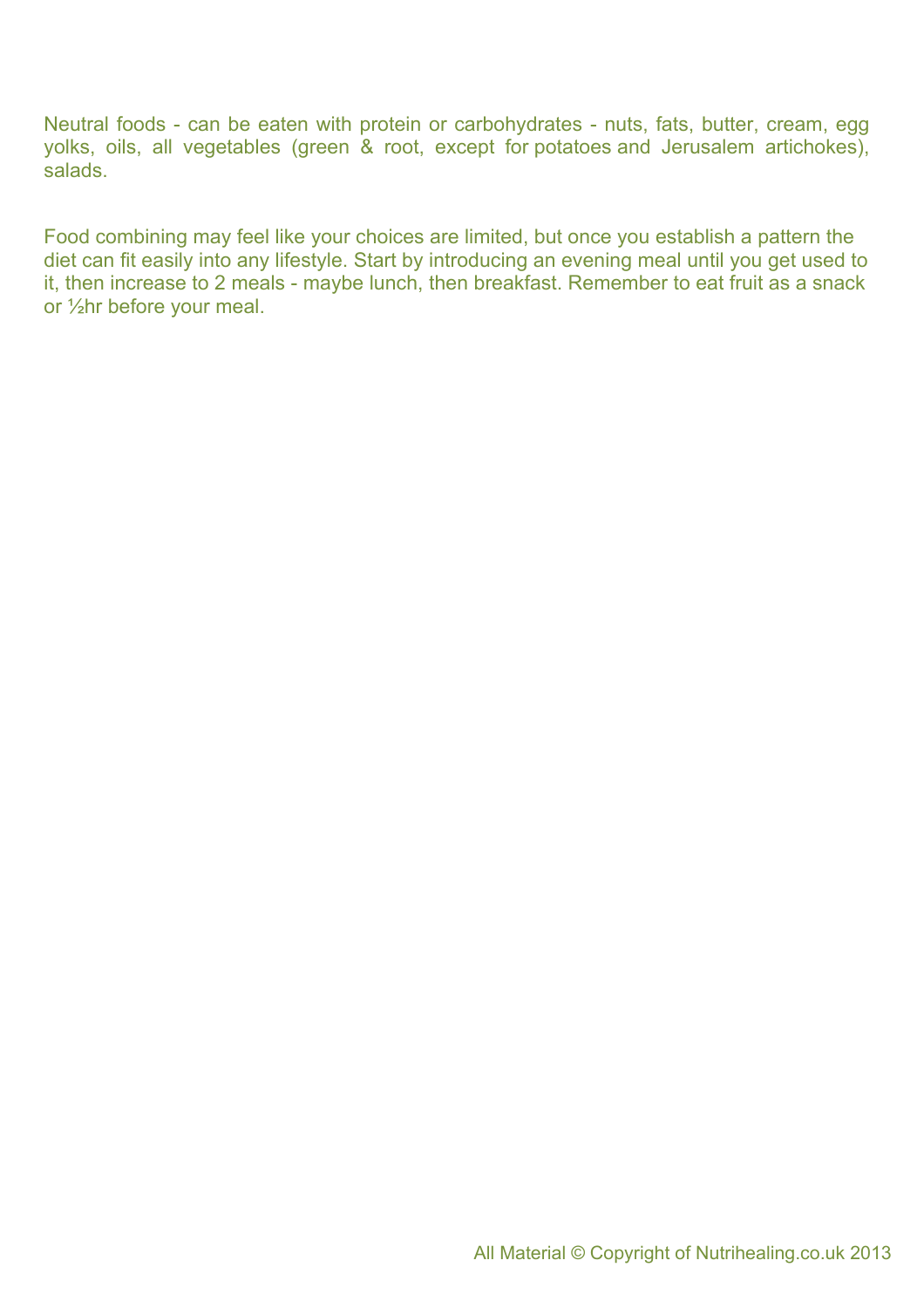Neutral foods - can be eaten with protein or carbohydrates - nuts, fats, butter, cream, egg yolks, oils, all vegetables (green & root, except for potatoes and Jerusalem artichokes), salads.

Food combining may feel like your choices are limited, but once you establish a pattern the diet can fit easily into any lifestyle. Start by introducing an evening meal until you get used to it, then increase to 2 meals - maybe lunch, then breakfast. Remember to eat fruit as a snack or ½hr before your meal.

All Material © Copyright of Nutrihealing.co.uk 2013